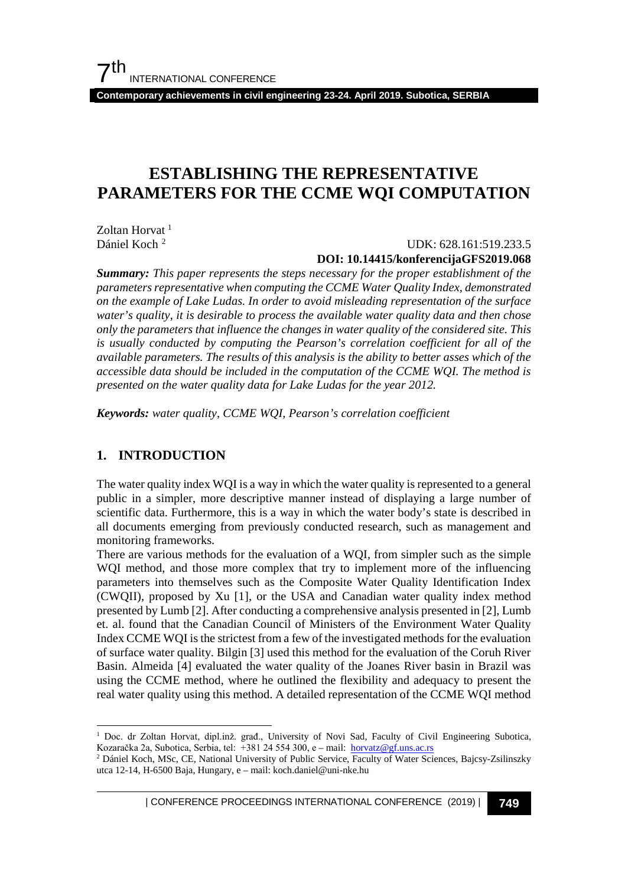# ESTABLISHING THE REPRESENTATIVE PARAMETERS FOR THE CCME WQI COMPUTATION

Zoltan Horvat [1]
Dániel Koch [2]

UDK: 628.161:519.233.5
**DOI: 10.14415/konferencijaGFS2019.068**

***Summary:*** *This paper represents the steps necessary for the proper establishment of the parameters representative when computing the CCME Water Quality Index, demonstrated on the example of Lake Ludas. In order to avoid misleading representation of the surface water's quality, it is desirable to process the available water quality data and then chose only the parameters that influence the changes in water quality of the considered site. This is usually conducted by computing the Pearson's correlation coefficient for all of the available parameters. The results of this analysis is the ability to better asses which of the accessible data should be included in the computation of the CCME WQI. The method is presented on the water quality data for Lake Ludas for the year 2012.*

***Keywords:*** *water quality, CCME WQI, Pearson's correlation coefficient*

## 1. INTRODUCTION

The water quality index WQI is a way in which the water quality is represented to a general public in a simpler, more descriptive manner instead of displaying a large number of scientific data. Furthermore, this is a way in which the water body's state is described in all documents emerging from previously conducted research, such as management and monitoring frameworks.

There are various methods for the evaluation of a WQI, from simpler such as the simple WQI method, and those more complex that try to implement more of the influencing parameters into themselves such as the Composite Water Quality Identification Index (CWQII), proposed by Xu [1], or the USA and Canadian water quality index method presented by Lumb [2]. After conducting a comprehensive analysis presented in [2], Lumb et. al. found that the Canadian Council of Ministers of the Environment Water Quality Index CCME WQI is the strictest from a few of the investigated methods for the evaluation of surface water quality. Bilgin [3] used this method for the evaluation of the Coruh River Basin. Almeida [4] evaluated the water quality of the Joanes River basin in Brazil was using the CCME method, where he outlined the flexibility and adequacy to present the real water quality using this method. A detailed representation of the CCME WQI method

---

[1] Doc. dr Zoltan Horvat, dipl.inž. građ., University of Novi Sad, Faculty of Civil Engineering Subotica, Kozaračka 2a, Subotica, Serbia, tel: +381 24 554 300, e – mail: horvatz@gf.uns.ac.rs

[2] Dániel Koch, MSc, CE, National University of Public Service, Faculty of Water Sciences, Bajcsy-Zsilinszky utca 12-14, H-6500 Baja, Hungary, e – mail: koch.daniel@uni-nke.hu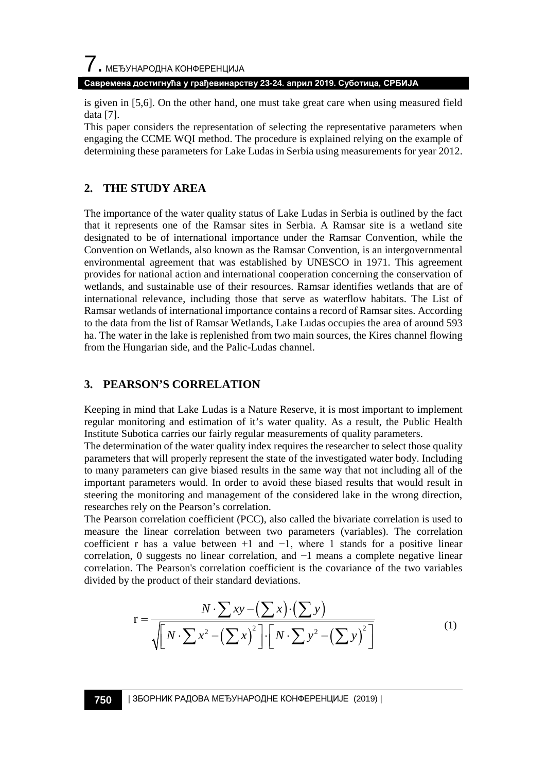is given in [5,6]. On the other hand, one must take great care when using measured field data [7].

This paper considers the representation of selecting the representative parameters when engaging the CCME WQI method. The procedure is explained relying on the example of determining these parameters for Lake Ludas in Serbia using measurements for year 2012.

## 2. THE STUDY AREA

The importance of the water quality status of Lake Ludas in Serbia is outlined by the fact that it represents one of the Ramsar sites in Serbia. A Ramsar site is a wetland site designated to be of international importance under the Ramsar Convention, while the Convention on Wetlands, also known as the Ramsar Convention, is an intergovernmental environmental agreement that was established by UNESCO in 1971. This agreement provides for national action and international cooperation concerning the conservation of wetlands, and sustainable use of their resources. Ramsar identifies wetlands that are of international relevance, including those that serve as waterflow habitats. The List of Ramsar wetlands of international importance contains a record of Ramsar sites. According to the data from the list of Ramsar Wetlands, Lake Ludas occupies the area of around 593 ha. The water in the lake is replenished from two main sources, the Kires channel flowing from the Hungarian side, and the Palic-Ludas channel.

## 3. PEARSON'S CORRELATION

Keeping in mind that Lake Ludas is a Nature Reserve, it is most important to implement regular monitoring and estimation of it's water quality. As a result, the Public Health Institute Subotica carries our fairly regular measurements of quality parameters.

The determination of the water quality index requires the researcher to select those quality parameters that will properly represent the state of the investigated water body. Including to many parameters can give biased results in the same way that not including all of the important parameters would. In order to avoid these biased results that would result in steering the monitoring and management of the considered lake in the wrong direction, researches rely on the Pearson's correlation.

The Pearson correlation coefficient (PCC), also called the bivariate correlation is used to measure the linear correlation between two parameters (variables). The correlation coefficient r has a value between +1 and −1, where 1 stands for a positive linear correlation, 0 suggests no linear correlation, and −1 means a complete negative linear correlation. The Pearson's correlation coefficient is the covariance of the two variables divided by the product of their standard deviations.

$$\mathrm{r} = \frac{N \cdot \sum xy - \left(\sum x\right) \cdot \left(\sum y\right)}{\sqrt{\left[N \cdot \sum x^2 - \left(\sum x\right)^2\right] \cdot \left[N \cdot \sum y^2 - \left(\sum y\right)^2\right]}} \tag{1}$$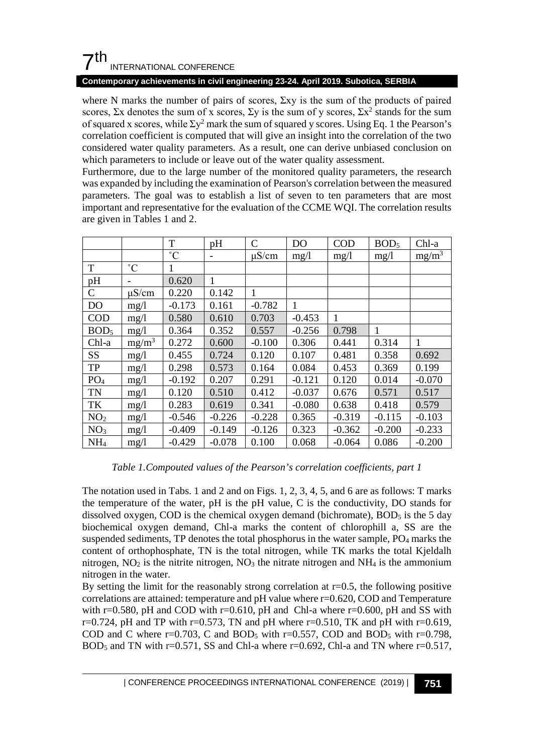where N marks the number of pairs of scores, $\Sigma xy$ is the sum of the products of paired scores, $\Sigma x$ denotes the sum of x scores, $\Sigma y$ is the sum of y scores, $\Sigma x^2$ stands for the sum of squared x scores, while $\Sigma y^2$ mark the sum of squared y scores. Using Eq. 1 the Pearson's correlation coefficient is computed that will give an insight into the correlation of the two considered water quality parameters. As a result, one can derive unbiased conclusion on which parameters to include or leave out of the water quality assessment.

Furthermore, due to the large number of the monitored quality parameters, the research was expanded by including the examination of Pearson's correlation between the measured parameters. The goal was to establish a list of seven to ten parameters that are most important and representative for the evaluation of the CCME WQI. The correlation results are given in Tables 1 and 2.

| | | T | pH | C | DO | COD | $BOD_5$ | Chl-a |
|---|---|---|---|---|---|---|---|---|
| | | ˚C | - | μS/cm | mg/l | mg/l | mg/l | $mg/m^3$ |
| T | ˚C | 1 | | | | | | |
| pH | - | 0.620 | 1 | | | | | |
| C | μS/cm | 0.220 | 0.142 | 1 | | | | |
| DO | mg/l | -0.173 | 0.161 | -0.782 | 1 | | | |
| COD | mg/l | 0.580 | 0.610 | 0.703 | -0.453 | 1 | | |
| $BOD_5$ | mg/l | 0.364 | 0.352 | 0.557 | -0.256 | 0.798 | 1 | |
| Chl-a | $mg/m^3$ | 0.272 | 0.600 | -0.100 | 0.306 | 0.441 | 0.314 | 1 |
| SS | mg/l | 0.455 | 0.724 | 0.120 | 0.107 | 0.481 | 0.358 | 0.692 |
| TP | mg/l | 0.298 | 0.573 | 0.164 | 0.084 | 0.453 | 0.369 | 0.199 |
| $PO_4$ | mg/l | -0.192 | 0.207 | 0.291 | -0.121 | 0.120 | 0.014 | -0.070 |
| TN | mg/l | 0.120 | 0.510 | 0.412 | -0.037 | 0.676 | 0.571 | 0.517 |
| TK | mg/l | 0.283 | 0.619 | 0.341 | -0.080 | 0.638 | 0.418 | 0.579 |
| $NO_2$ | mg/l | -0.546 | -0.226 | -0.228 | 0.365 | -0.319 | -0.115 | -0.103 |
| $NO_3$ | mg/l | -0.409 | -0.149 | -0.126 | 0.323 | -0.362 | -0.200 | -0.233 |
| $NH_4$ | mg/l | -0.429 | -0.078 | 0.100 | 0.068 | -0.064 | 0.086 | -0.200 |

*Table 1.Compouted values of the Pearson's correlation coefficients, part 1*

The notation used in Tabs. 1 and 2 and on Figs. 1, 2, 3, 4, 5, and 6 are as follows: T marks the temperature of the water, pH is the pH value, C is the conductivity, DO stands for dissolved oxygen, COD is the chemical oxygen demand (bichromate), $BOD_5$ is the 5 day biochemical oxygen demand, Chl-a marks the content of chlorophill a, SS are the suspended sediments, TP denotes the total phosphorus in the water sample, $PO_4$ marks the content of orthophosphate, TN is the total nitrogen, while TK marks the total Kjeldalh nitrogen, $NO_2$ is the nitrite nitrogen, $NO_3$ the nitrate nitrogen and $NH_4$ is the ammonium nitrogen in the water.

By setting the limit for the reasonably strong correlation at r=0.5, the following positive correlations are attained: temperature and pH value where r=0.620, COD and Temperature with r=0.580, pH and COD with r=0.610, pH and Chl-a where r=0.600, pH and SS with r=0.724, pH and TP with r=0.573, TN and pH where r=0.510, TK and pH with r=0.619, COD and C where r=0.703, C and $BOD_5$ with r=0.557, COD and $BOD_5$ with r=0.798, $BOD_5$ and TN with r=0.571, SS and Chl-a where r=0.692, Chl-a and TN where r=0.517,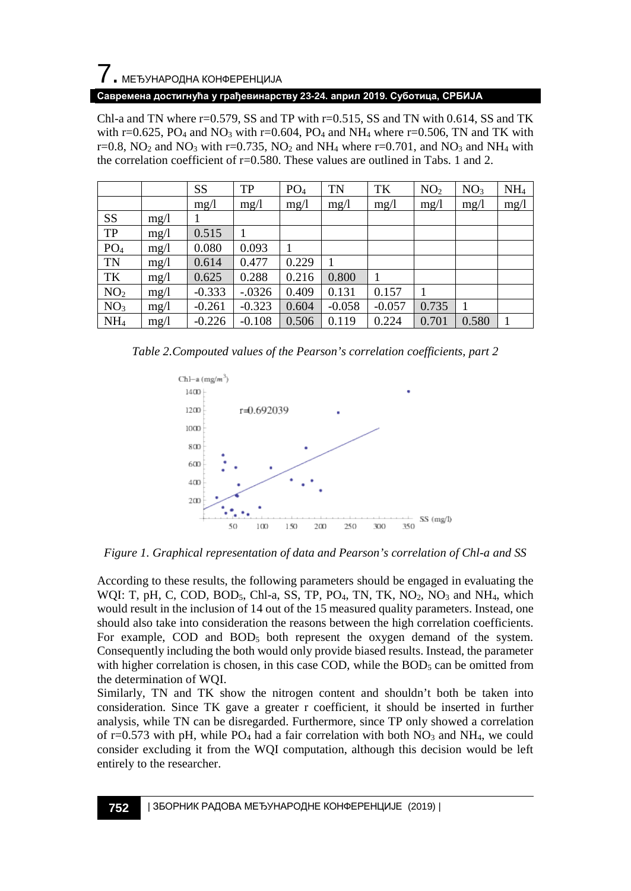Chl-a and TN where r=0.579, SS and TP with r=0.515, SS and TN with 0.614, SS and TK with r=0.625, $PO_4$ and $NO_3$ with r=0.604, $PO_4$ and $NH_4$ where r=0.506, TN and TK with r=0.8, $NO_2$ and $NO_3$ with r=0.735, $NO_2$ and $NH_4$ where r=0.701, and $NO_3$ and $NH_4$ with the correlation coefficient of r=0.580. These values are outlined in Tabs. 1 and 2.

| | | SS | TP | $PO_4$ | TN | TK | $NO_2$ | $NO_3$ | $NH_4$ |
|---|---|---|---|---|---|---|---|---|---|
| | | mg/l | mg/l | mg/l | mg/l | mg/l | mg/l | mg/l | mg/l |
| SS | mg/l | 1 | | | | | | | |
| TP | mg/l | 0.515 | 1 | | | | | | |
| $PO_4$ | mg/l | 0.080 | 0.093 | 1 | | | | | |
| TN | mg/l | 0.614 | 0.477 | 0.229 | 1 | | | | |
| TK | mg/l | 0.625 | 0.288 | 0.216 | 0.800 | 1 | | | |
| $NO_2$ | mg/l | -0.333 | -.0326 | 0.409 | 0.131 | 0.157 | 1 | | |
| $NO_3$ | mg/l | -0.261 | -0.323 | 0.604 | -0.058 | -0.057 | 0.735 | 1 | |
| $NH_4$ | mg/l | -0.226 | -0.108 | 0.506 | 0.119 | 0.224 | 0.701 | 0.580 | 1 |

*Table 2.Compouted values of the Pearson's correlation coefficients, part 2*

*Figure 1. Graphical representation of data and Pearson's correlation of Chl-a and SS*

According to these results, the following parameters should be engaged in evaluating the WQI: T, pH, C, COD, $BOD_5$, Chl-a, SS, TP, $PO_4$, TN, TK, $NO_2$, $NO_3$ and $NH_4$, which would result in the inclusion of 14 out of the 15 measured quality parameters. Instead, one should also take into consideration the reasons between the high correlation coefficients. For example, COD and $BOD_5$ both represent the oxygen demand of the system. Consequently including the both would only provide biased results. Instead, the parameter with higher correlation is chosen, in this case COD, while the $BOD_5$ can be omitted from the determination of WQI.

Similarly, TN and TK show the nitrogen content and shouldn't both be taken into consideration. Since TK gave a greater r coefficient, it should be inserted in further analysis, while TN can be disregarded. Furthermore, since TP only showed a correlation of r=0.573 with pH, while $PO_4$ had a fair correlation with both $NO_3$ and $NH_4$, we could consider excluding it from the WQI computation, although this decision would be left entirely to the researcher.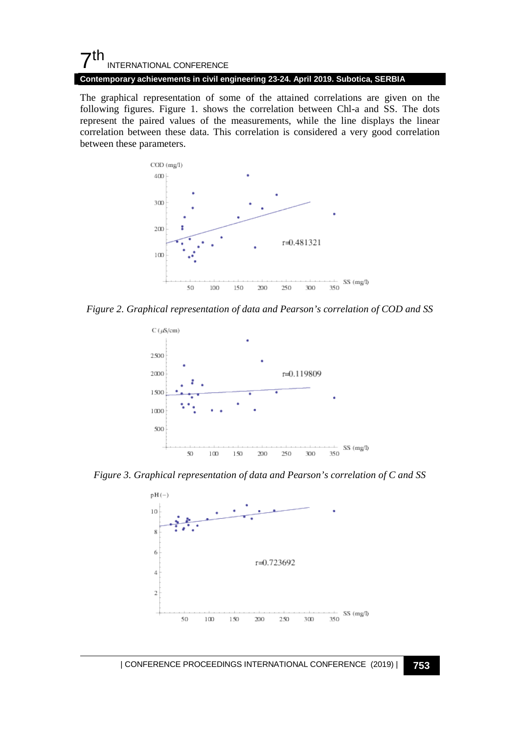The graphical representation of some of the attained correlations are given on the following figures. Figure 1. shows the correlation between Chl-a and SS. The dots represent the paired values of the measurements, while the line displays the linear correlation between these data. This correlation is considered a very good correlation between these parameters.

*Figure 2. Graphical representation of data and Pearson's correlation of COD and SS*

*Figure 3. Graphical representation of data and Pearson's correlation of C and SS*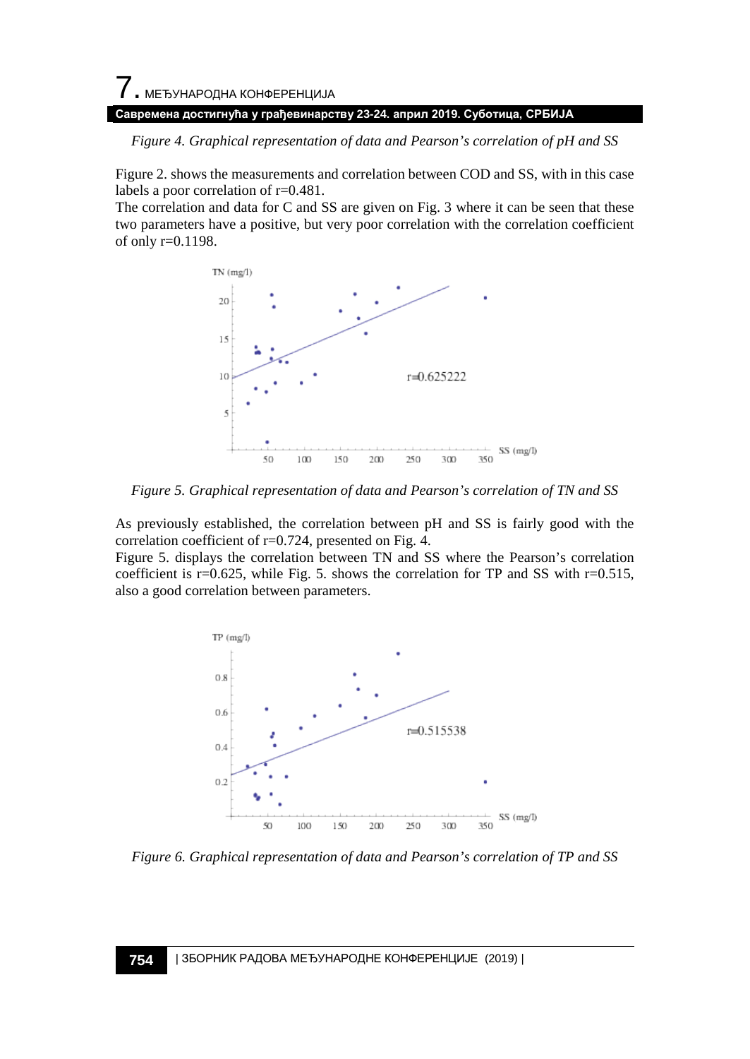*Figure 4. Graphical representation of data and Pearson's correlation of pH and SS*

Figure 2. shows the measurements and correlation between COD and SS, with in this case labels a poor correlation of r=0.481.
The correlation and data for C and SS are given on Fig. 3 where it can be seen that these two parameters have a positive, but very poor correlation with the correlation coefficient of only r=0.1198.

*Figure 5. Graphical representation of data and Pearson's correlation of TN and SS*

As previously established, the correlation between pH and SS is fairly good with the correlation coefficient of r=0.724, presented on Fig. 4.
Figure 5. displays the correlation between TN and SS where the Pearson's correlation coefficient is r=0.625, while Fig. 5. shows the correlation for TP and SS with r=0.515, also a good correlation between parameters.

*Figure 6. Graphical representation of data and Pearson's correlation of TP and SS*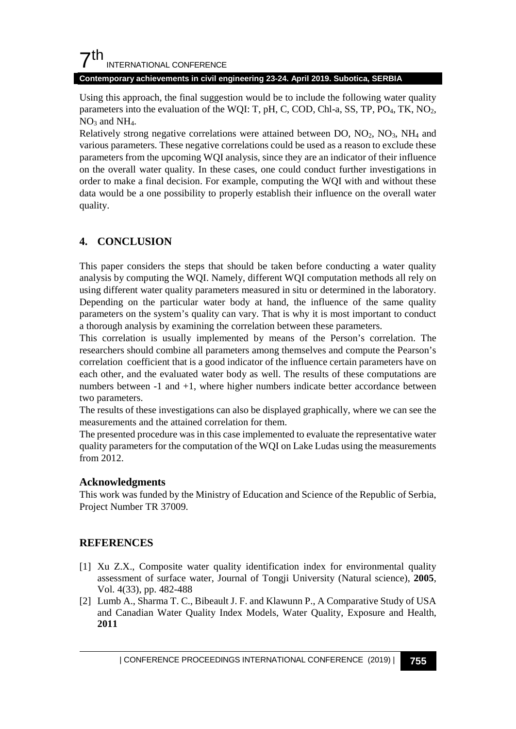Using this approach, the final suggestion would be to include the following water quality parameters into the evaluation of the WQI: T, pH, C, COD, Chl-a, SS, TP, $PO_4$, TK, $NO_2$, $NO_3$ and $NH_4$.

Relatively strong negative correlations were attained between DO, $NO_2$, $NO_3$, $NH_4$ and various parameters. These negative correlations could be used as a reason to exclude these parameters from the upcoming WQI analysis, since they are an indicator of their influence on the overall water quality. In these cases, one could conduct further investigations in order to make a final decision. For example, computing the WQI with and without these data would be a one possibility to properly establish their influence on the overall water quality.

## 4. CONCLUSION

This paper considers the steps that should be taken before conducting a water quality analysis by computing the WQI. Namely, different WQI computation methods all rely on using different water quality parameters measured in situ or determined in the laboratory. Depending on the particular water body at hand, the influence of the same quality parameters on the system's quality can vary. That is why it is most important to conduct a thorough analysis by examining the correlation between these parameters.

This correlation is usually implemented by means of the Person's correlation. The researchers should combine all parameters among themselves and compute the Pearson's correlation coefficient that is a good indicator of the influence certain parameters have on each other, and the evaluated water body as well. The results of these computations are numbers between -1 and +1, where higher numbers indicate better accordance between two parameters.

The results of these investigations can also be displayed graphically, where we can see the measurements and the attained correlation for them.

The presented procedure was in this case implemented to evaluate the representative water quality parameters for the computation of the WQI on Lake Ludas using the measurements from 2012.

### Acknowledgments

This work was funded by the Ministry of Education and Science of the Republic of Serbia, Project Number TR 37009.

## REFERENCES

[1] Xu Z.X., Composite water quality identification index for environmental quality assessment of surface water, Journal of Tongji University (Natural science), **2005**, Vol. 4(33), pp. 482-488

[2] Lumb A., Sharma T. C., Bibeault J. F. and Klawunn P., A Comparative Study of USA and Canadian Water Quality Index Models, Water Quality, Exposure and Health, **2011**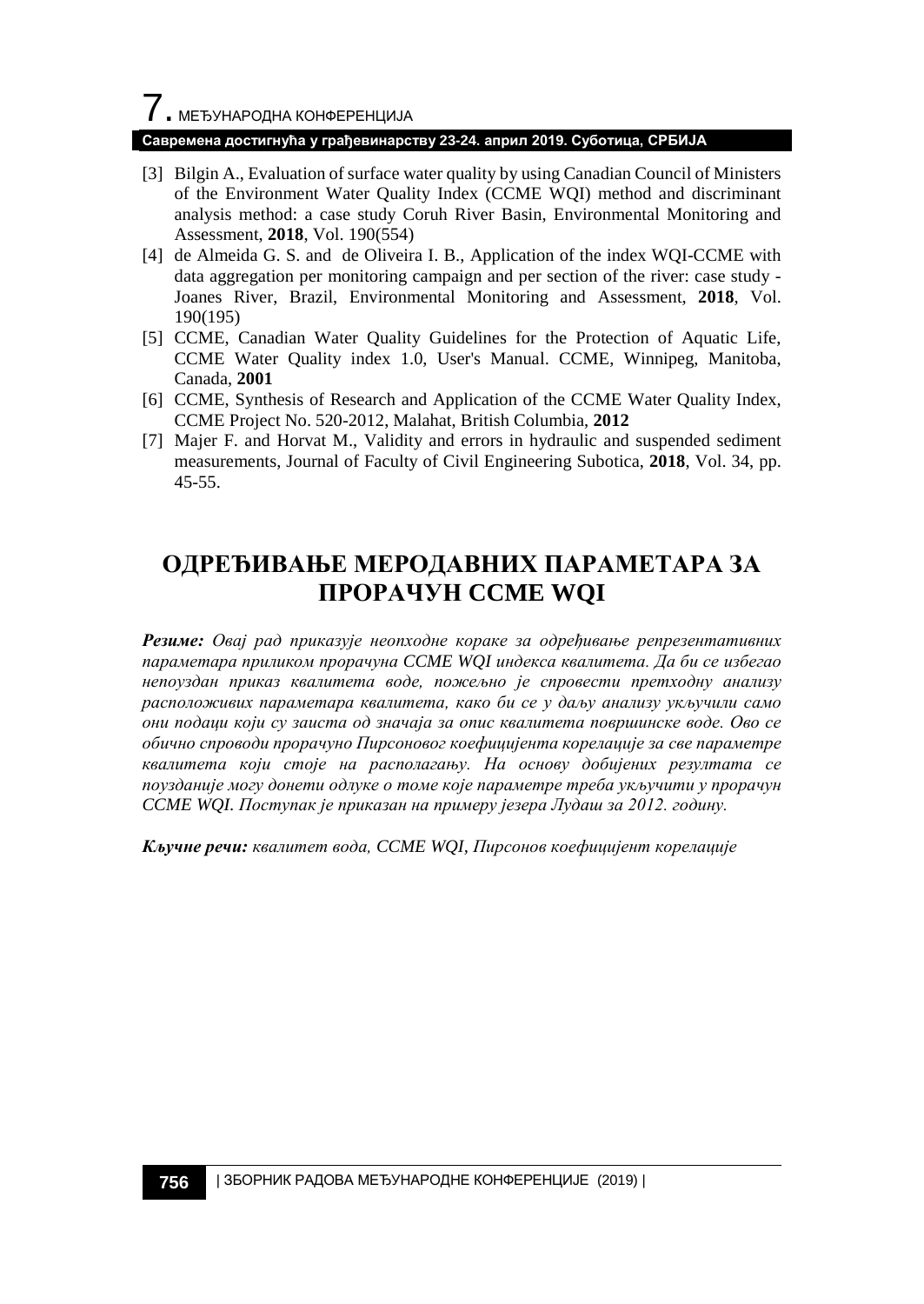[3] Bilgin A., Evaluation of surface water quality by using Canadian Council of Ministers of the Environment Water Quality Index (CCME WQI) method and discriminant analysis method: a case study Coruh River Basin, Environmental Monitoring and Assessment, **2018**, Vol. 190(554)

[4] de Almeida G. S. and de Oliveira I. B., Application of the index WQI-CCME with data aggregation per monitoring campaign and per section of the river: case study - Joanes River, Brazil, Environmental Monitoring and Assessment, **2018**, Vol. 190(195)

[5] CCME, Canadian Water Quality Guidelines for the Protection of Aquatic Life, CCME Water Quality index 1.0, User's Manual. CCME, Winnipeg, Manitoba, Canada, **2001**

[6] CCME, Synthesis of Research and Application of the CCME Water Quality Index, CCME Project No. 520-2012, Malahat, British Columbia, **2012**

[7] Majer F. and Horvat M., Validity and errors in hydraulic and suspended sediment measurements, Journal of Faculty of Civil Engineering Subotica, **2018**, Vol. 34, pp. 45-55.

# ОДРЕЂИВАЊЕ МЕРОДАВНИХ ПАРАМЕТАРА ЗА ПРОРАЧУН CCME WQI

***Резиме:*** *Овај рад приказује неопходне кораке за одређивање репрезентативних параметара приликом прорачуна CCME WQI индекса квалитета. Да би се избегао непоуздан приказ квалитета воде, пожељно је спровести претходну анализу расположивих параметара квалитета, како би се у даљу анализу укључили само они подаци који су заиста од значаја за опис квалитета површинске воде. Ово се обично спроводи прорачуно Пирсоновог коефицијента корелације за све параметре квалитета који стоје на располагању. На основу добијених резултата се поузданије могу донети одлуке о томе које параметре треба укључити у прорачун CCME WQI. Поступак је приказан на примеру језера Лудаш за 2012. годину.*

***Кључне речи:*** *квалитет вода, CCME WQI, Пирсонов коефицијент корелације*